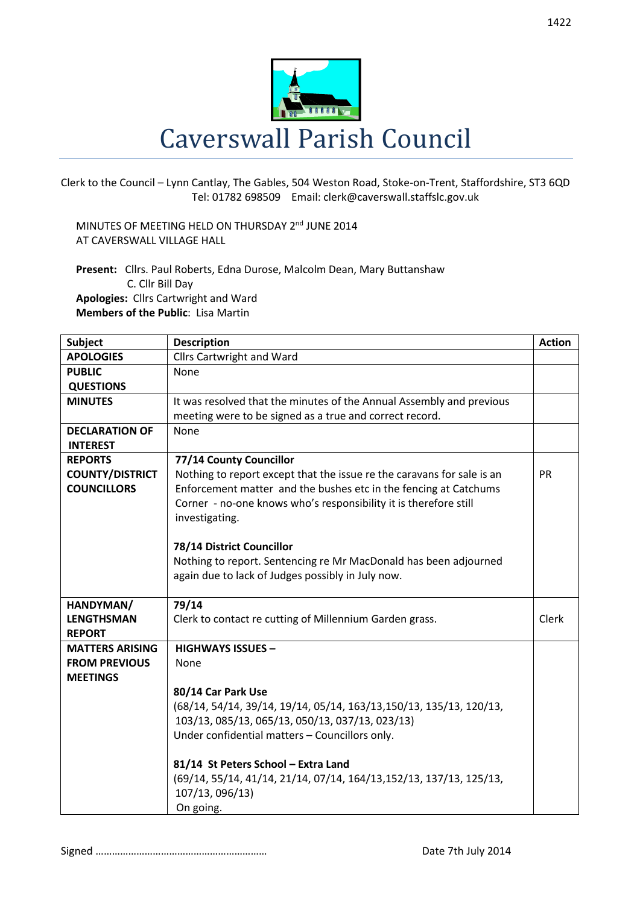# Caverswall Parish Council

Clerk to the Council – Lynn Cantlay, The Gables, 504 Weston Road, Stoke-on-Trent, Staffordshire, ST3 6QD
Tel: 01782 698509 Email: clerk@caverswall.staffslc.gov.uk

MINUTES OF MEETING HELD ON THURSDAY 2nd JUNE 2014
AT CAVERSWALL VILLAGE HALL

**Present:** Cllrs. Paul Roberts, Edna Durose, Malcolm Dean, Mary Buttanshaw
C. Cllr Bill Day
**Apologies:** Cllrs Cartwright and Ward
**Members of the Public**: Lisa Martin

| Subject | Description | Action |
|---|---|---|
| **APOLOGIES** | Cllrs Cartwright and Ward | |
| **PUBLIC QUESTIONS** | None | |
| **MINUTES** | It was resolved that the minutes of the Annual Assembly and previous meeting were to be signed as a true and correct record. | |
| **DECLARATION OF INTEREST** | None | |
| **REPORTS COUNTY/DISTRICT COUNCILLORS** | **77/14 County Councillor**<br>Nothing to report except that the issue re the caravans for sale is an Enforcement matter and the bushes etc in the fencing at Catchums Corner - no-one knows who's responsibility it is therefore still investigating.<br><br>**78/14 District Councillor**<br>Nothing to report. Sentencing re Mr MacDonald has been adjourned again due to lack of Judges possibly in July now. | PR |
| **HANDYMAN/ LENGTHSMAN REPORT** | **79/14**<br>Clerk to contact re cutting of Millennium Garden grass. | Clerk |
| **MATTERS ARISING FROM PREVIOUS MEETINGS** | **HIGHWAYS ISSUES –**<br>None<br><br>**80/14 Car Park Use**<br>(68/14, 54/14, 39/14, 19/14, 05/14, 163/13,150/13, 135/13, 120/13, 103/13, 085/13, 065/13, 050/13, 037/13, 023/13)<br>Under confidential matters – Councillors only.<br><br>**81/14 St Peters School – Extra Land**<br>(69/14, 55/14, 41/14, 21/14, 07/14, 164/13,152/13, 137/13, 125/13, 107/13, 096/13)<br>On going. | |

Signed ……………………………………………………… Date 7th July 2014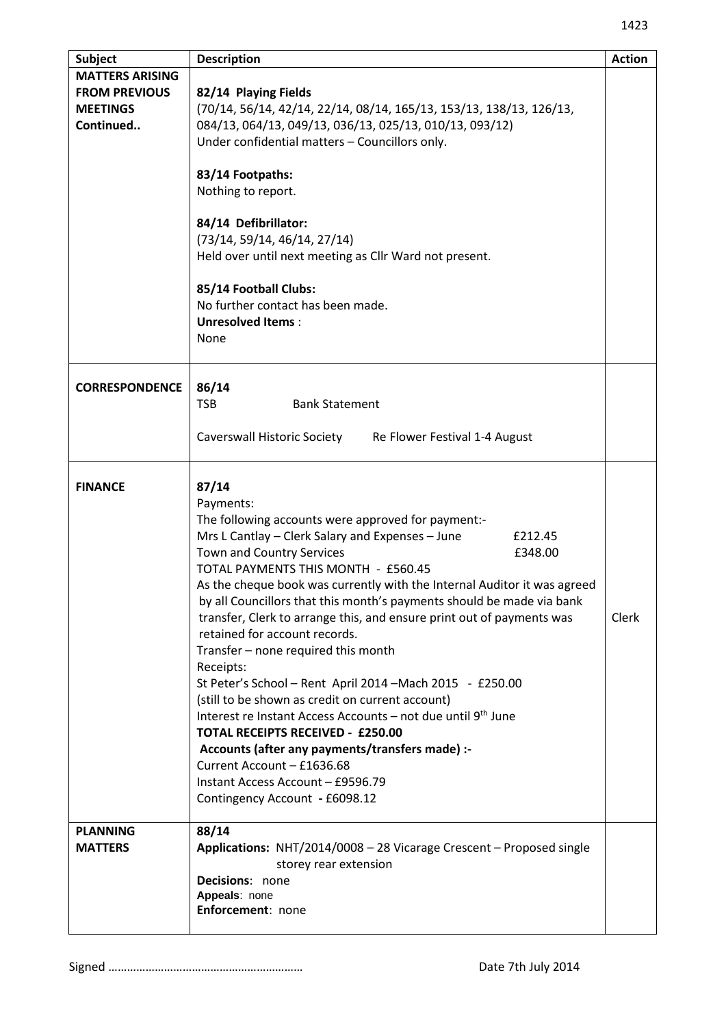| Subject | Description | Action |
|---|---|---|
| **MATTERS ARISING FROM PREVIOUS MEETINGS Continued..** | **82/14 Playing Fields**<br>(70/14, 56/14, 42/14, 22/14, 08/14, 165/13, 153/13, 138/13, 126/13, 084/13, 064/13, 049/13, 036/13, 025/13, 010/13, 093/12)<br>Under confidential matters – Councillors only.<br><br>**83/14 Footpaths:**<br>Nothing to report.<br><br>**84/14 Defibrillator:**<br>(73/14, 59/14, 46/14, 27/14)<br>Held over until next meeting as Cllr Ward not present.<br><br>**85/14 Football Clubs:**<br>No further contact has been made.<br>**Unresolved Items** :<br>None | |
| **CORRESPONDENCE** | **86/14**<br>TSB Bank Statement<br><br>Caverswall Historic Society Re Flower Festival 1-4 August | |
| **FINANCE** | **87/14**<br>Payments:<br>The following accounts were approved for payment:-<br>Mrs L Cantlay – Clerk Salary and Expenses – June £212.45<br>Town and Country Services £348.00<br>TOTAL PAYMENTS THIS MONTH - £560.45<br>As the cheque book was currently with the Internal Auditor it was agreed by all Councillors that this month's payments should be made via bank transfer, Clerk to arrange this, and ensure print out of payments was retained for account records.<br>Transfer – none required this month<br>Receipts:<br>St Peter's School – Rent April 2014 –Mach 2015 - £250.00<br>(still to be shown as credit on current account)<br>Interest re Instant Access Accounts – not due until 9th June<br>**TOTAL RECEIPTS RECEIVED - £250.00**<br>**Accounts (after any payments/transfers made) :-**<br>Current Account – £1636.68<br>Instant Access Account – £9596.79<br>Contingency Account **-** £6098.12 | Clerk |
| **PLANNING MATTERS** | **88/14**<br>**Applications:** NHT/2014/0008 – 28 Vicarage Crescent – Proposed single storey rear extension<br>**Decisions**: none<br>**Appeals**: none<br>**Enforcement**: none | |

Signed ……………………………………………………. Date 7th July 2014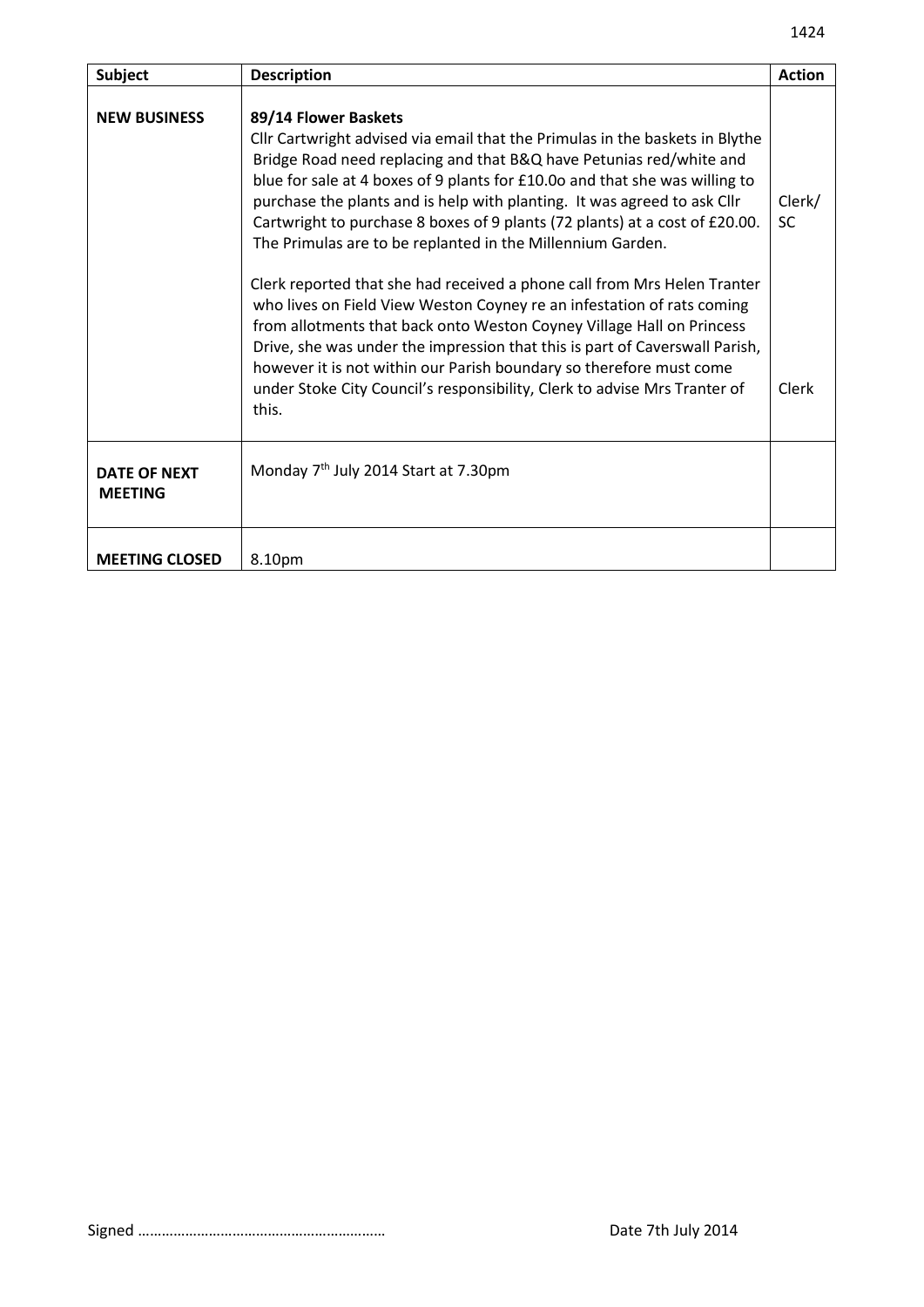| Subject | Description | Action |
|---|---|---|
| **NEW BUSINESS** | **89/14 Flower Baskets**<br>Cllr Cartwright advised via email that the Primulas in the baskets in Blythe Bridge Road need replacing and that B&Q have Petunias red/white and blue for sale at 4 boxes of 9 plants for £10.0o and that she was willing to purchase the plants and is help with planting. It was agreed to ask Cllr Cartwright to purchase 8 boxes of 9 plants (72 plants) at a cost of £20.00. The Primulas are to be replanted in the Millennium Garden. | Clerk/ SC |
| | Clerk reported that she had received a phone call from Mrs Helen Tranter who lives on Field View Weston Coyney re an infestation of rats coming from allotments that back onto Weston Coyney Village Hall on Princess Drive, she was under the impression that this is part of Caverswall Parish, however it is not within our Parish boundary so therefore must come under Stoke City Council's responsibility, Clerk to advise Mrs Tranter of this. | Clerk |
| **DATE OF NEXT MEETING** | Monday 7th July 2014 Start at 7.30pm | |
| **MEETING CLOSED** | 8.10pm | |

Signed …………………………………………………… Date 7th July 2014